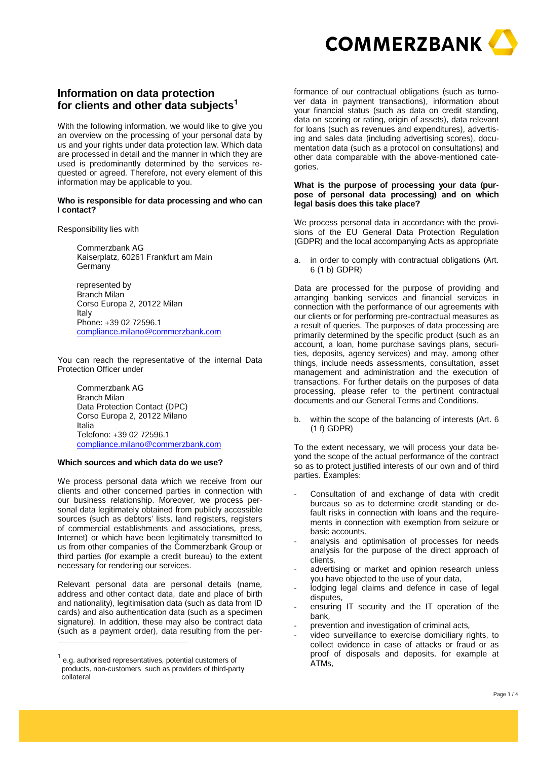# Information on data protection for clients and other data subjects[1]

With the following information, we would like to give you an overview on the processing of your personal data by us and your rights under data protection law. Which data are processed in detail and the manner in which they are used is predominantly determined by the services requested or agreed. Therefore, not every element of this information may be applicable to you.

**Who is responsible for data processing and who can I contact?**

Responsibility lies with

Commerzbank AG
Kaiserplatz, 60261 Frankfurt am Main
Germany

represented by
Branch Milan
Corso Europa 2, 20122 Milan
Italy
Phone: +39 02 72596.1
compliance.milano@commerzbank.com

You can reach the representative of the internal Data Protection Officer under

Commerzbank AG
Branch Milan
Data Protection Contact (DPC)
Corso Europa 2, 20122 Milano
Italia
Telefono: +39 02 72596.1
compliance.milano@commerzbank.com

**Which sources and which data do we use?**

We process personal data which we receive from our clients and other concerned parties in connection with our business relationship. Moreover, we process personal data legitimately obtained from publicly accessible sources (such as debtors' lists, land registers, registers of commercial establishments and associations, press, Internet) or which have been legitimately transmitted to us from other companies of the Commerzbank Group or third parties (for example a credit bureau) to the extent necessary for rendering our services.

Relevant personal data are personal details (name, address and other contact data, date and place of birth and nationality), legitimisation data (such as data from ID cards) and also authentication data (such as a specimen signature). In addition, these may also be contract data (such as a payment order), data resulting from the performance of our contractual obligations (such as turnover data in payment transactions), information about your financial status (such as data on credit standing, data on scoring or rating, origin of assets), data relevant for loans (such as revenues and expenditures), advertising and sales data (including advertising scores), documentation data (such as a protocol on consultations) and other data comparable with the above-mentioned categories.

**What is the purpose of processing your data (purpose of personal data processing) and on which legal basis does this take place?**

We process personal data in accordance with the provisions of the EU General Data Protection Regulation (GDPR) and the local accompanying Acts as appropriate

a. in order to comply with contractual obligations (Art. 6 (1 b) GDPR)

Data are processed for the purpose of providing and arranging banking services and financial services in connection with the performance of our agreements with our clients or for performing pre-contractual measures as a result of queries. The purposes of data processing are primarily determined by the specific product (such as an account, a loan, home purchase savings plans, securities, deposits, agency services) and may, among other things, include needs assessments, consultation, asset management and administration and the execution of transactions. For further details on the purposes of data processing, please refer to the pertinent contractual documents and our General Terms and Conditions.

b. within the scope of the balancing of interests (Art. 6 (1 f) GDPR)

To the extent necessary, we will process your data beyond the scope of the actual performance of the contract so as to protect justified interests of our own and of third parties. Examples:

- Consultation of and exchange of data with credit bureaus so as to determine credit standing or default risks in connection with loans and the requirements in connection with exemption from seizure or basic accounts,
- analysis and optimisation of processes for needs analysis for the purpose of the direct approach of clients,
- advertising or market and opinion research unless you have objected to the use of your data,
- lodging legal claims and defence in case of legal disputes,
- ensuring IT security and the IT operation of the bank,
- prevention and investigation of criminal acts,
- video surveillance to exercise domiciliary rights, to collect evidence in case of attacks or fraud or as proof of disposals and deposits, for example at ATMs,

---

[1] e.g. authorised representatives, potential customers of products, non-customers such as providers of third-party collateral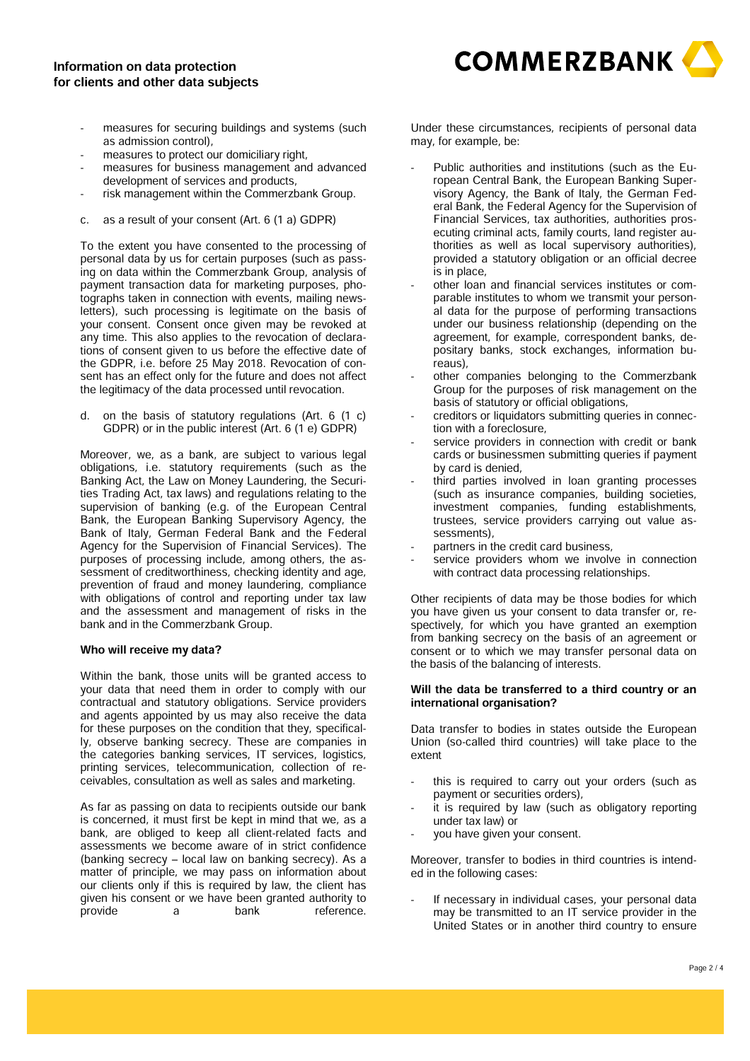- measures for securing buildings and systems (such as admission control),
- measures to protect our domiciliary right,
- measures for business management and advanced development of services and products,
- risk management within the Commerzbank Group.

c. as a result of your consent (Art. 6 (1 a) GDPR)

To the extent you have consented to the processing of personal data by us for certain purposes (such as passing on data within the Commerzbank Group, analysis of payment transaction data for marketing purposes, photographs taken in connection with events, mailing newsletters), such processing is legitimate on the basis of your consent. Consent once given may be revoked at any time. This also applies to the revocation of declarations of consent given to us before the effective date of the GDPR, i.e. before 25 May 2018. Revocation of consent has an effect only for the future and does not affect the legitimacy of the data processed until revocation.

d. on the basis of statutory regulations (Art. 6 (1 c) GDPR) or in the public interest (Art. 6 (1 e) GDPR)

Moreover, we, as a bank, are subject to various legal obligations, i.e. statutory requirements (such as the Banking Act, the Law on Money Laundering, the Securities Trading Act, tax laws) and regulations relating to the supervision of banking (e.g. of the European Central Bank, the European Banking Supervisory Agency, the Bank of Italy, German Federal Bank and the Federal Agency for the Supervision of Financial Services). The purposes of processing include, among others, the assessment of creditworthiness, checking identity and age, prevention of fraud and money laundering, compliance with obligations of control and reporting under tax law and the assessment and management of risks in the bank and in the Commerzbank Group.

**Who will receive my data?**

Within the bank, those units will be granted access to your data that need them in order to comply with our contractual and statutory obligations. Service providers and agents appointed by us may also receive the data for these purposes on the condition that they, specifically, observe banking secrecy. These are companies in the categories banking services, IT services, logistics, printing services, telecommunication, collection of receivables, consultation as well as sales and marketing.

As far as passing on data to recipients outside our bank is concerned, it must first be kept in mind that we, as a bank, are obliged to keep all client-related facts and assessments we become aware of in strict confidence (banking secrecy – local law on banking secrecy). As a matter of principle, we may pass on information about our clients only if this is required by law, the client has given his consent or we have been granted authority to provide a bank reference.

Under these circumstances, recipients of personal data may, for example, be:

- Public authorities and institutions (such as the European Central Bank, the European Banking Supervisory Agency, the Bank of Italy, the German Federal Bank, the Federal Agency for the Supervision of Financial Services, tax authorities, authorities prosecuting criminal acts, family courts, land register authorities as well as local supervisory authorities), provided a statutory obligation or an official decree is in place,
- other loan and financial services institutes or comparable institutes to whom we transmit your personal data for the purpose of performing transactions under our business relationship (depending on the agreement, for example, correspondent banks, depositary banks, stock exchanges, information bureaus),
- other companies belonging to the Commerzbank Group for the purposes of risk management on the basis of statutory or official obligations,
- creditors or liquidators submitting queries in connection with a foreclosure,
- service providers in connection with credit or bank cards or businessmen submitting queries if payment by card is denied,
- third parties involved in loan granting processes (such as insurance companies, building societies, investment companies, funding establishments, trustees, service providers carrying out value assessments),
- partners in the credit card business,
- service providers whom we involve in connection with contract data processing relationships.

Other recipients of data may be those bodies for which you have given us your consent to data transfer or, respectively, for which you have granted an exemption from banking secrecy on the basis of an agreement or consent or to which we may transfer personal data on the basis of the balancing of interests.

**Will the data be transferred to a third country or an international organisation?**

Data transfer to bodies in states outside the European Union (so-called third countries) will take place to the extent

- this is required to carry out your orders (such as payment or securities orders),
- it is required by law (such as obligatory reporting under tax law) or
- you have given your consent.

Moreover, transfer to bodies in third countries is intended in the following cases:

- If necessary in individual cases, your personal data may be transmitted to an IT service provider in the United States or in another third country to ensure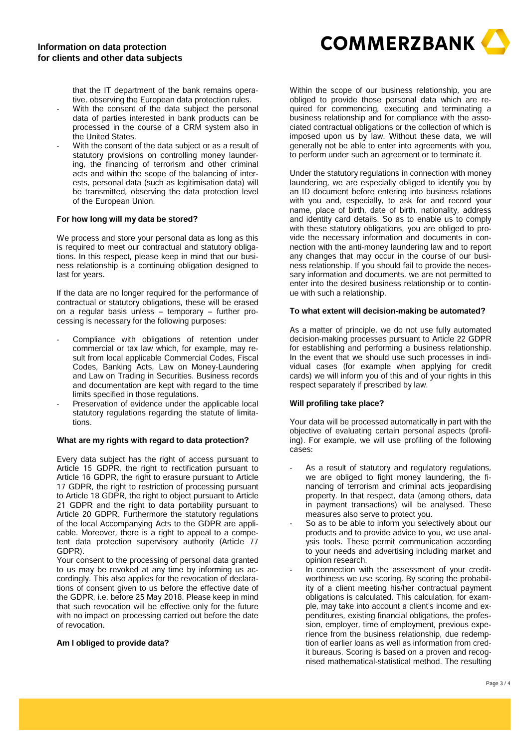that the IT department of the bank remains operative, observing the European data protection rules.

- With the consent of the data subject the personal data of parties interested in bank products can be processed in the course of a CRM system also in the United States.
- With the consent of the data subject or as a result of statutory provisions on controlling money laundering, the financing of terrorism and other criminal acts and within the scope of the balancing of interests, personal data (such as legitimisation data) will be transmitted, observing the data protection level of the European Union.

**For how long will my data be stored?**

We process and store your personal data as long as this is required to meet our contractual and statutory obligations. In this respect, please keep in mind that our business relationship is a continuing obligation designed to last for years.

If the data are no longer required for the performance of contractual or statutory obligations, these will be erased on a regular basis unless – temporary – further processing is necessary for the following purposes:

- Compliance with obligations of retention under commercial or tax law which, for example, may result from local applicable Commercial Codes, Fiscal Codes, Banking Acts, Law on Money-Laundering and Law on Trading in Securities. Business records and documentation are kept with regard to the time limits specified in those regulations.
- Preservation of evidence under the applicable local statutory regulations regarding the statute of limitations.

**What are my rights with regard to data protection?**

Every data subject has the right of access pursuant to Article 15 GDPR, the right to rectification pursuant to Article 16 GDPR, the right to erasure pursuant to Article 17 GDPR, the right to restriction of processing pursuant to Article 18 GDPR, the right to object pursuant to Article 21 GDPR and the right to data portability pursuant to Article 20 GDPR. Furthermore the statutory regulations of the local Accompanying Acts to the GDPR are applicable. Moreover, there is a right to appeal to a competent data protection supervisory authority (Article 77 GDPR).

Your consent to the processing of personal data granted to us may be revoked at any time by informing us accordingly. This also applies for the revocation of declarations of consent given to us before the effective date of the GDPR, i.e. before 25 May 2018. Please keep in mind that such revocation will be effective only for the future with no impact on processing carried out before the date of revocation.

**Am I obliged to provide data?**

Within the scope of our business relationship, you are obliged to provide those personal data which are required for commencing, executing and terminating a business relationship and for compliance with the associated contractual obligations or the collection of which is imposed upon us by law. Without these data, we will generally not be able to enter into agreements with you, to perform under such an agreement or to terminate it.

Under the statutory regulations in connection with money laundering, we are especially obliged to identify you by an ID document before entering into business relations with you and, especially, to ask for and record your name, place of birth, date of birth, nationality, address and identity card details. So as to enable us to comply with these statutory obligations, you are obliged to provide the necessary information and documents in connection with the anti-money laundering law and to report any changes that may occur in the course of our business relationship. If you should fail to provide the necessary information and documents, we are not permitted to enter into the desired business relationship or to continue with such a relationship.

**To what extent will decision-making be automated?**

As a matter of principle, we do not use fully automated decision-making processes pursuant to Article 22 GDPR for establishing and performing a business relationship. In the event that we should use such processes in individual cases (for example when applying for credit cards) we will inform you of this and of your rights in this respect separately if prescribed by law.

**Will profiling take place?**

Your data will be processed automatically in part with the objective of evaluating certain personal aspects (profiling). For example, we will use profiling of the following cases:

- As a result of statutory and regulatory regulations, we are obliged to fight money laundering, the financing of terrorism and criminal acts jeopardising property. In that respect, data (among others, data in payment transactions) will be analysed. These measures also serve to protect you.
- So as to be able to inform you selectively about our products and to provide advice to you, we use analysis tools. These permit communication according to your needs and advertising including market and opinion research.
- In connection with the assessment of your creditworthiness we use scoring. By scoring the probability of a client meeting his/her contractual payment obligations is calculated. This calculation, for example, may take into account a client's income and expenditures, existing financial obligations, the profession, employer, time of employment, previous experience from the business relationship, due redemption of earlier loans as well as information from credit bureaus. Scoring is based on a proven and recognised mathematical-statistical method. The resulting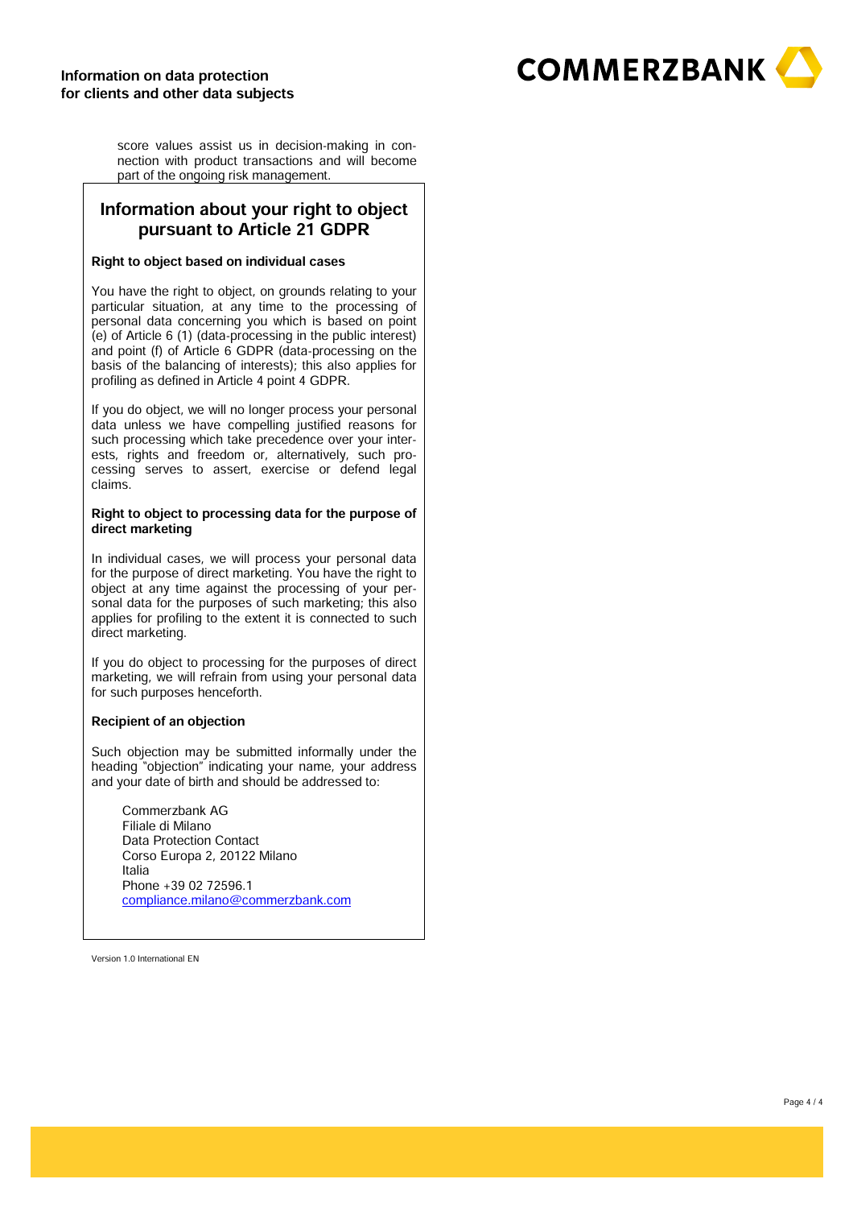score values assist us in decision-making in connection with product transactions and will become part of the ongoing risk management.

## Information about your right to object pursuant to Article 21 GDPR

**Right to object based on individual cases**

You have the right to object, on grounds relating to your particular situation, at any time to the processing of personal data concerning you which is based on point (e) of Article 6 (1) (data-processing in the public interest) and point (f) of Article 6 GDPR (data-processing on the basis of the balancing of interests); this also applies for profiling as defined in Article 4 point 4 GDPR.

If you do object, we will no longer process your personal data unless we have compelling justified reasons for such processing which take precedence over your interests, rights and freedom or, alternatively, such processing serves to assert, exercise or defend legal claims.

**Right to object to processing data for the purpose of direct marketing**

In individual cases, we will process your personal data for the purpose of direct marketing. You have the right to object at any time against the processing of your personal data for the purposes of such marketing; this also applies for profiling to the extent it is connected to such direct marketing.

If you do object to processing for the purposes of direct marketing, we will refrain from using your personal data for such purposes henceforth.

**Recipient of an objection**

Such objection may be submitted informally under the heading "objection" indicating your name, your address and your date of birth and should be addressed to:

Commerzbank AG
Filiale di Milano
Data Protection Contact
Corso Europa 2, 20122 Milano
Italia
Phone +39 02 72596.1
compliance.milano@commerzbank.com

Version 1.0 International EN